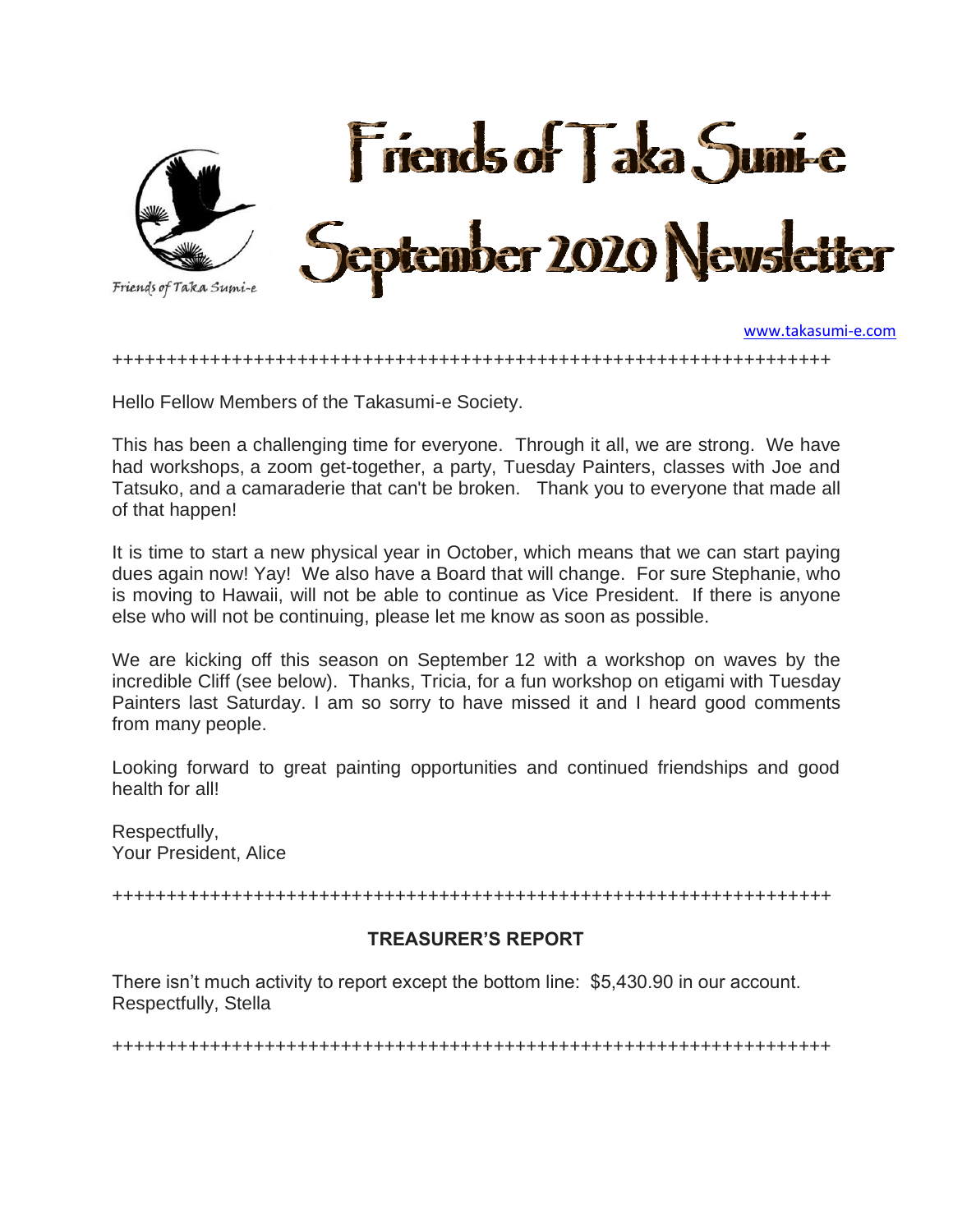# Friends of Taka Sumi-e September 2020 Newsletter

Friends of Taka Sumi-e

www.takasumi-e.com

+++++++++++++++++++++++++++++++++++++++++++++++++++++++++++++++++++

Hello Fellow Members of the Takasumi-e Society.

This has been a challenging time for everyone. Through it all, we are strong. We have had workshops, a zoom get-together, a party, Tuesday Painters, classes with Joe and Tatsuko, and a camaraderie that can't be broken. Thank you to everyone that made all of that happen!

It is time to start a new physical year in October, which means that we can start paying dues again now! Yay! We also have a Board that will change. For sure Stephanie, who is moving to Hawaii, will not be able to continue as Vice President. If there is anyone else who will not be continuing, please let me know as soon as possible.

We are kicking off this season on September 12 with a workshop on waves by the incredible Cliff (see below). Thanks, Tricia, for a fun workshop on etigami with Tuesday Painters last Saturday. I am so sorry to have missed it and I heard good comments from many people.

Looking forward to great painting opportunities and continued friendships and good health for all!

Respectfully,
Your President, Alice

+++++++++++++++++++++++++++++++++++++++++++++++++++++++++++++++++++

**TREASURER'S REPORT**

There isn't much activity to report except the bottom line: $5,430.90 in our account.
Respectfully, Stella

+++++++++++++++++++++++++++++++++++++++++++++++++++++++++++++++++++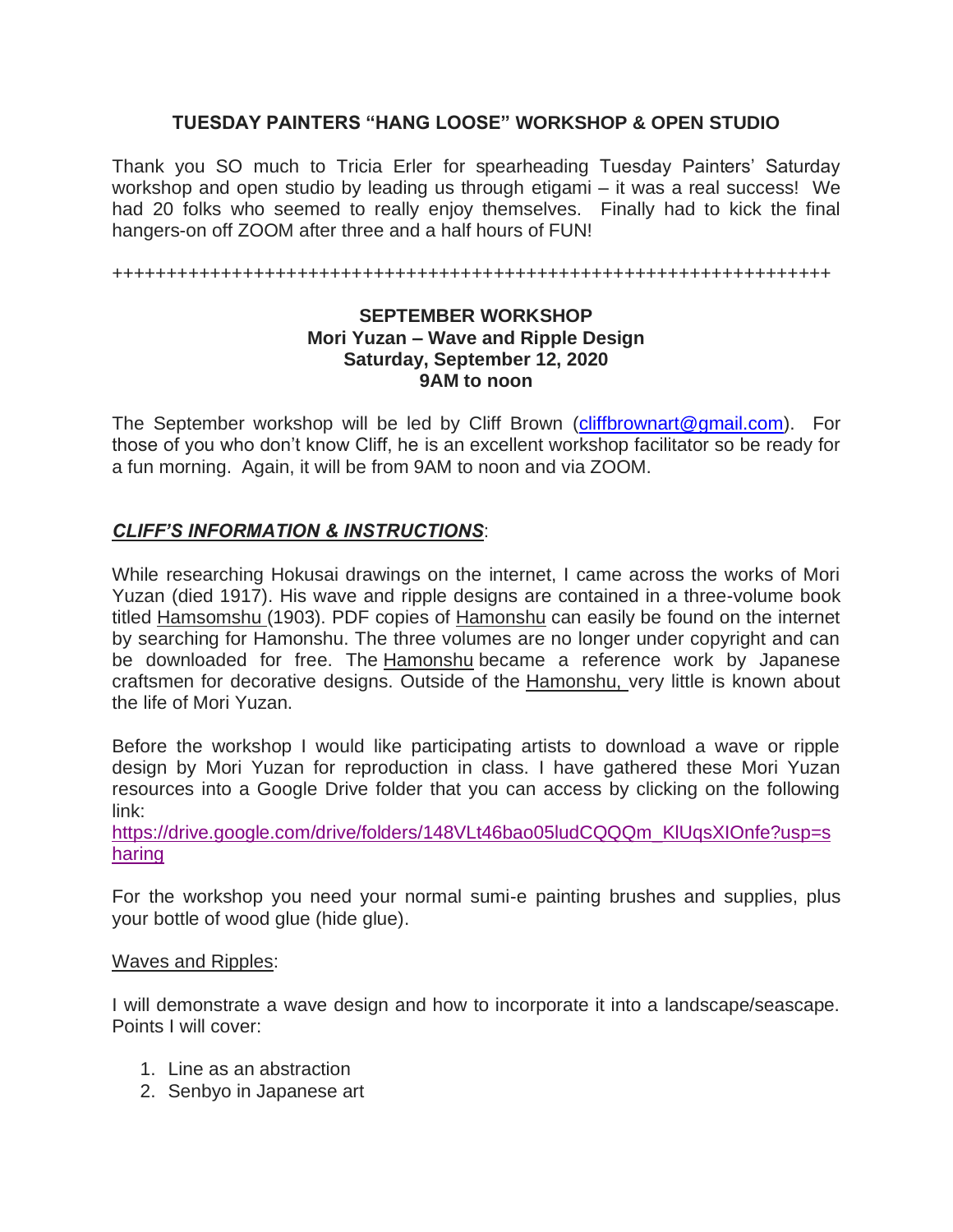## TUESDAY PAINTERS "HANG LOOSE" WORKSHOP & OPEN STUDIO

Thank you SO much to Tricia Erler for spearheading Tuesday Painters' Saturday workshop and open studio by leading us through etigami – it was a real success! We had 20 folks who seemed to really enjoy themselves. Finally had to kick the final hangers-on off ZOOM after three and a half hours of FUN!

++++++++++++++++++++++++++++++++++++++++++++++++++++++++++++++++++

### SEPTEMBER WORKSHOP
**Mori Yuzan – Wave and Ripple Design**
**Saturday, September 12, 2020**
**9AM to noon**

The September workshop will be led by Cliff Brown (cliffbrownart@gmail.com). For those of you who don't know Cliff, he is an excellent workshop facilitator so be ready for a fun morning. Again, it will be from 9AM to noon and via ZOOM.

***CLIFF'S INFORMATION & INSTRUCTIONS***:

While researching Hokusai drawings on the internet, I came across the works of Mori Yuzan (died 1917). His wave and ripple designs are contained in a three-volume book titled Hamsomshu (1903). PDF copies of Hamonshu can easily be found on the internet by searching for Hamonshu. The three volumes are no longer under copyright and can be downloaded for free. The Hamonshu became a reference work by Japanese craftsmen for decorative designs. Outside of the Hamonshu, very little is known about the life of Mori Yuzan.

Before the workshop I would like participating artists to download a wave or ripple design by Mori Yuzan for reproduction in class. I have gathered these Mori Yuzan resources into a Google Drive folder that you can access by clicking on the following link:
https://drive.google.com/drive/folders/148VLt46bao05ludCQQQm_KlUqsXIOnfe?usp=sharing

For the workshop you need your normal sumi-e painting brushes and supplies, plus your bottle of wood glue (hide glue).

Waves and Ripples:

I will demonstrate a wave design and how to incorporate it into a landscape/seascape. Points I will cover:

1. Line as an abstraction
2. Senbyo in Japanese art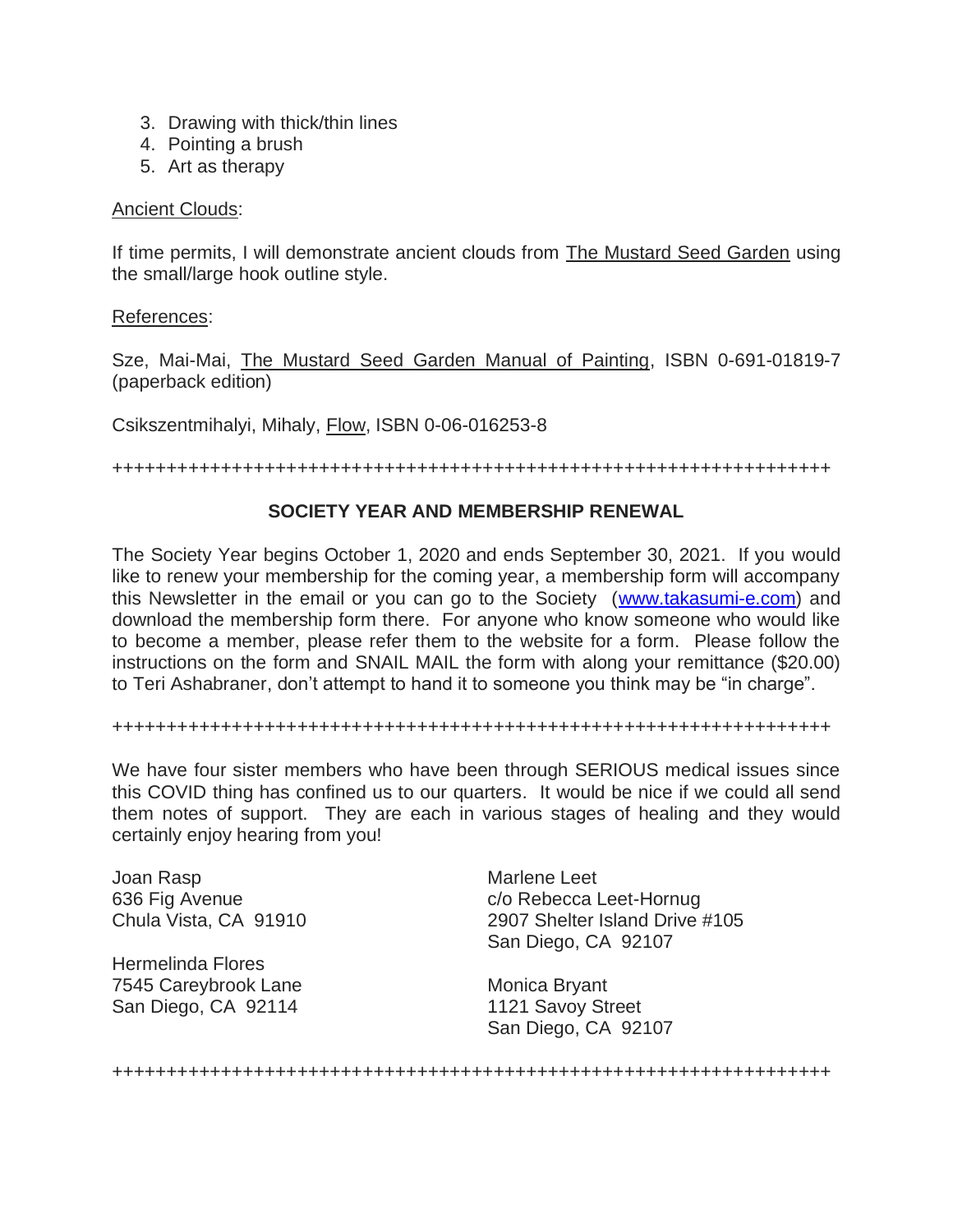3. Drawing with thick/thin lines
4. Pointing a brush
5. Art as therapy

Ancient Clouds:

If time permits, I will demonstrate ancient clouds from The Mustard Seed Garden using the small/large hook outline style.

References:

Sze, Mai-Mai, The Mustard Seed Garden Manual of Painting, ISBN 0-691-01819-7 (paperback edition)

Csikszentmihalyi, Mihaly, Flow, ISBN 0-06-016253-8

++++++++++++++++++++++++++++++++++++++++++++++++++++++++++++++++++++

**SOCIETY YEAR AND MEMBERSHIP RENEWAL**

The Society Year begins October 1, 2020 and ends September 30, 2021. If you would like to renew your membership for the coming year, a membership form will accompany this Newsletter in the email or you can go to the Society (www.takasumi-e.com) and download the membership form there. For anyone who know someone who would like to become a member, please refer them to the website for a form. Please follow the instructions on the form and SNAIL MAIL the form with along your remittance ($20.00) to Teri Ashabraner, don't attempt to hand it to someone you think may be "in charge".

++++++++++++++++++++++++++++++++++++++++++++++++++++++++++++++++++++

We have four sister members who have been through SERIOUS medical issues since this COVID thing has confined us to our quarters. It would be nice if we could all send them notes of support. They are each in various stages of healing and they would certainly enjoy hearing from you!

Joan Rasp
636 Fig Avenue
Chula Vista, CA 91910

Hermelinda Flores
7545 Careybrook Lane
San Diego, CA 92114

Marlene Leet
c/o Rebecca Leet-Hornug
2907 Shelter Island Drive #105
San Diego, CA 92107

Monica Bryant
1121 Savoy Street
San Diego, CA 92107

++++++++++++++++++++++++++++++++++++++++++++++++++++++++++++++++++++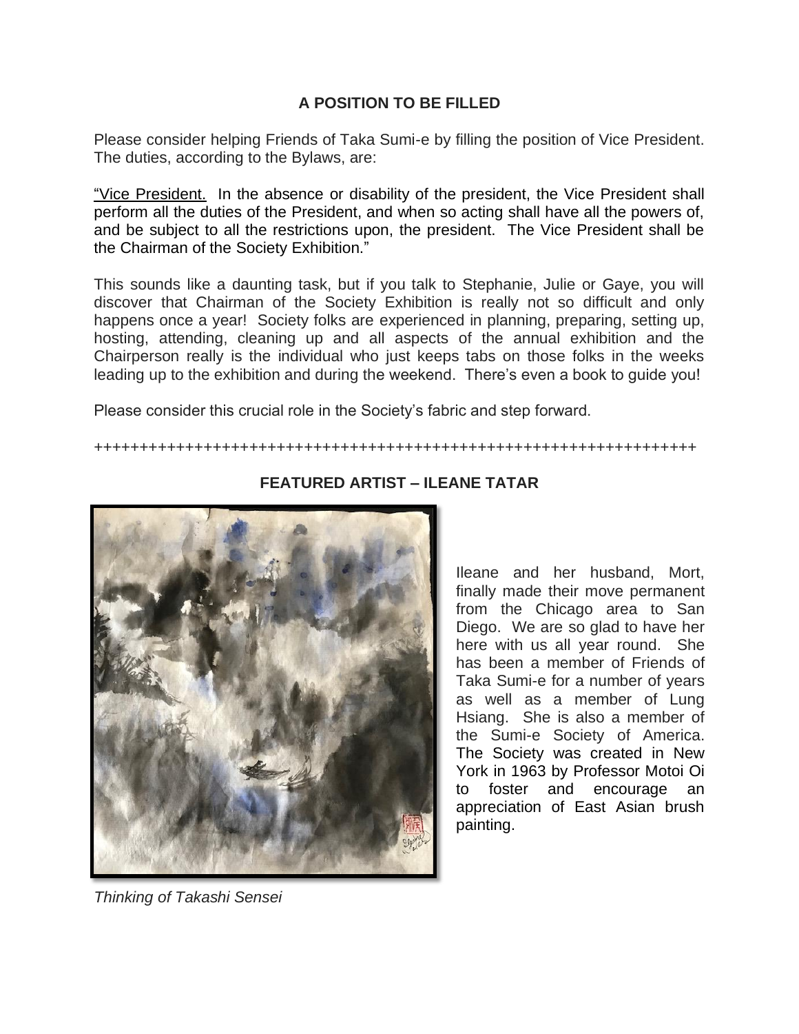## A POSITION TO BE FILLED

Please consider helping Friends of Taka Sumi-e by filling the position of Vice President. The duties, according to the Bylaws, are:

"Vice President. In the absence or disability of the president, the Vice President shall perform all the duties of the President, and when so acting shall have all the powers of, and be subject to all the restrictions upon, the president. The Vice President shall be the Chairman of the Society Exhibition."

This sounds like a daunting task, but if you talk to Stephanie, Julie or Gaye, you will discover that Chairman of the Society Exhibition is really not so difficult and only happens once a year! Society folks are experienced in planning, preparing, setting up, hosting, attending, cleaning up and all aspects of the annual exhibition and the Chairperson really is the individual who just keeps tabs on those folks in the weeks leading up to the exhibition and during the weekend. There's even a book to guide you!

Please consider this crucial role in the Society's fabric and step forward.

++++++++++++++++++++++++++++++++++++++++++++++++++++++++++++++++++++

## FEATURED ARTIST – ILEANE TATAR

Ileane and her husband, Mort, finally made their move permanent from the Chicago area to San Diego. We are so glad to have her here with us all year round. She has been a member of Friends of Taka Sumi-e for a number of years as well as a member of Lung Hsiang. She is also a member of the Sumi-e Society of America. The Society was created in New York in 1963 by Professor Motoi Oi to foster and encourage an appreciation of East Asian brush painting.

*Thinking of Takashi Sensei*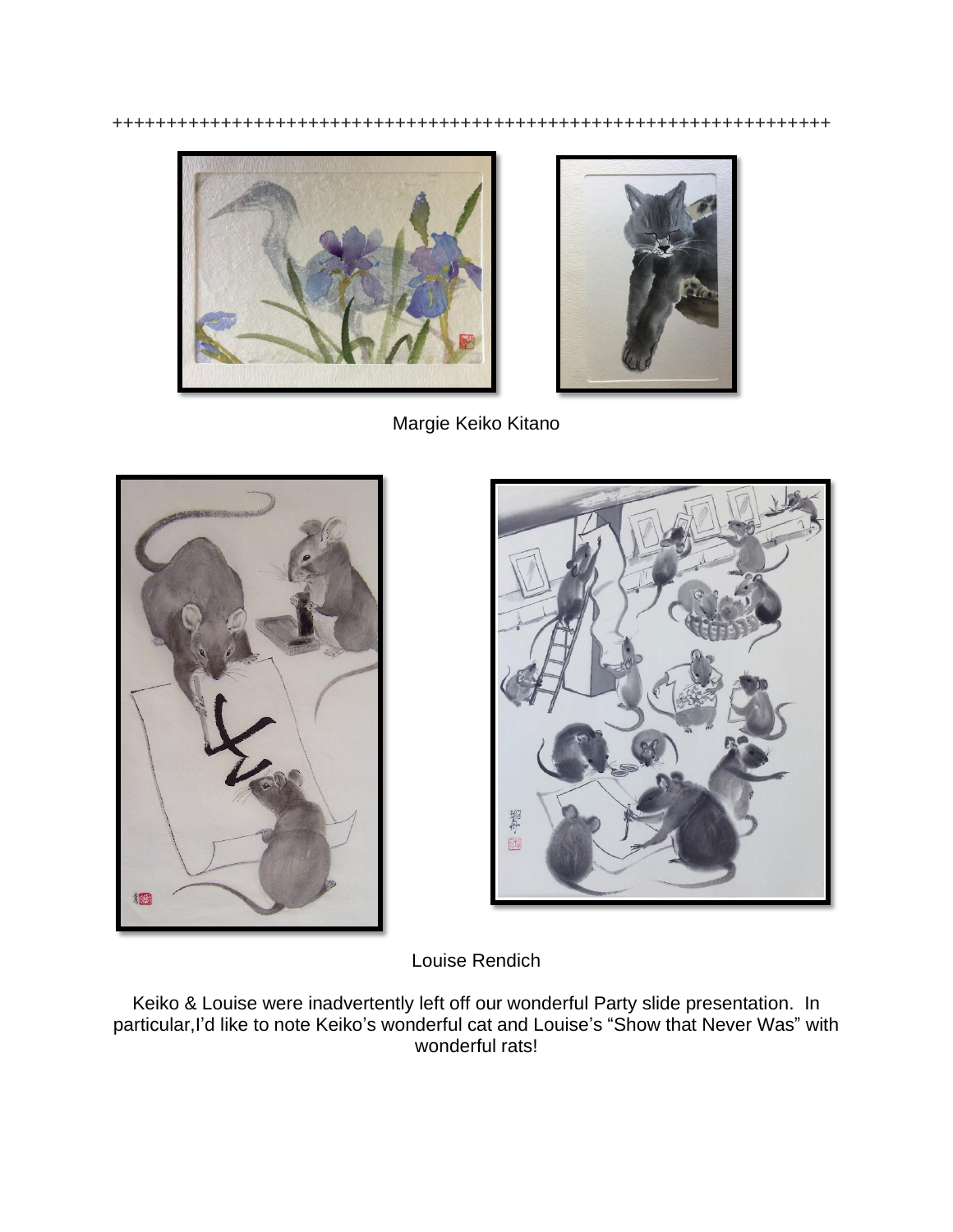++++++++++++++++++++++++++++++++++++++++++++++++++++++++++++++++++++++++

Margie Keiko Kitano

Louise Rendich

Keiko & Louise were inadvertently left off our wonderful Party slide presentation. In particular,I'd like to note Keiko's wonderful cat and Louise's "Show that Never Was" with wonderful rats!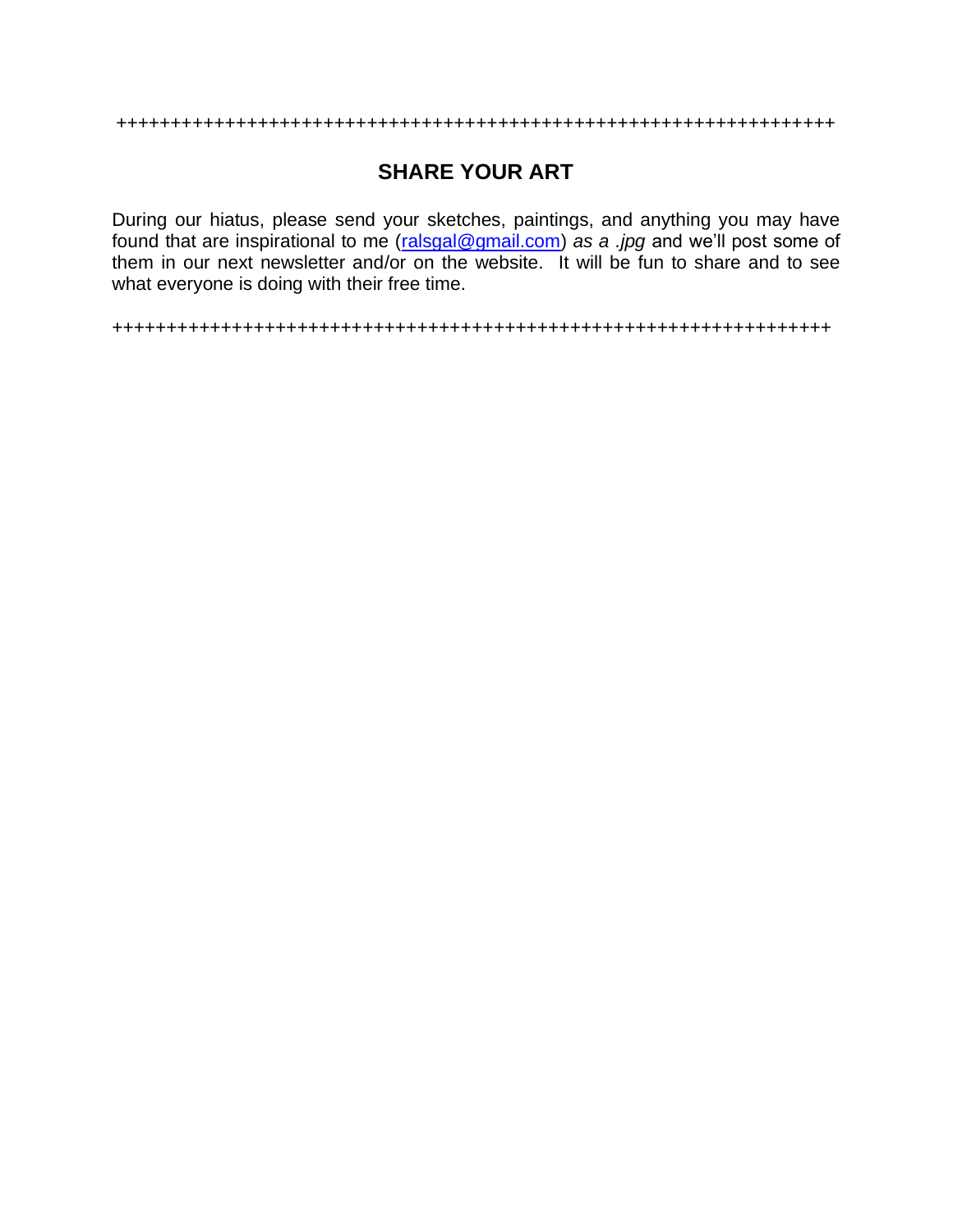++++++++++++++++++++++++++++++++++++++++++++++++++++++++++++++++++

## SHARE YOUR ART

During our hiatus, please send your sketches, paintings, and anything you may have found that are inspirational to me (ralsgal@gmail.com) *as a .jpg* and we'll post some of them in our next newsletter and/or on the website. It will be fun to share and to see what everyone is doing with their free time.

++++++++++++++++++++++++++++++++++++++++++++++++++++++++++++++++++